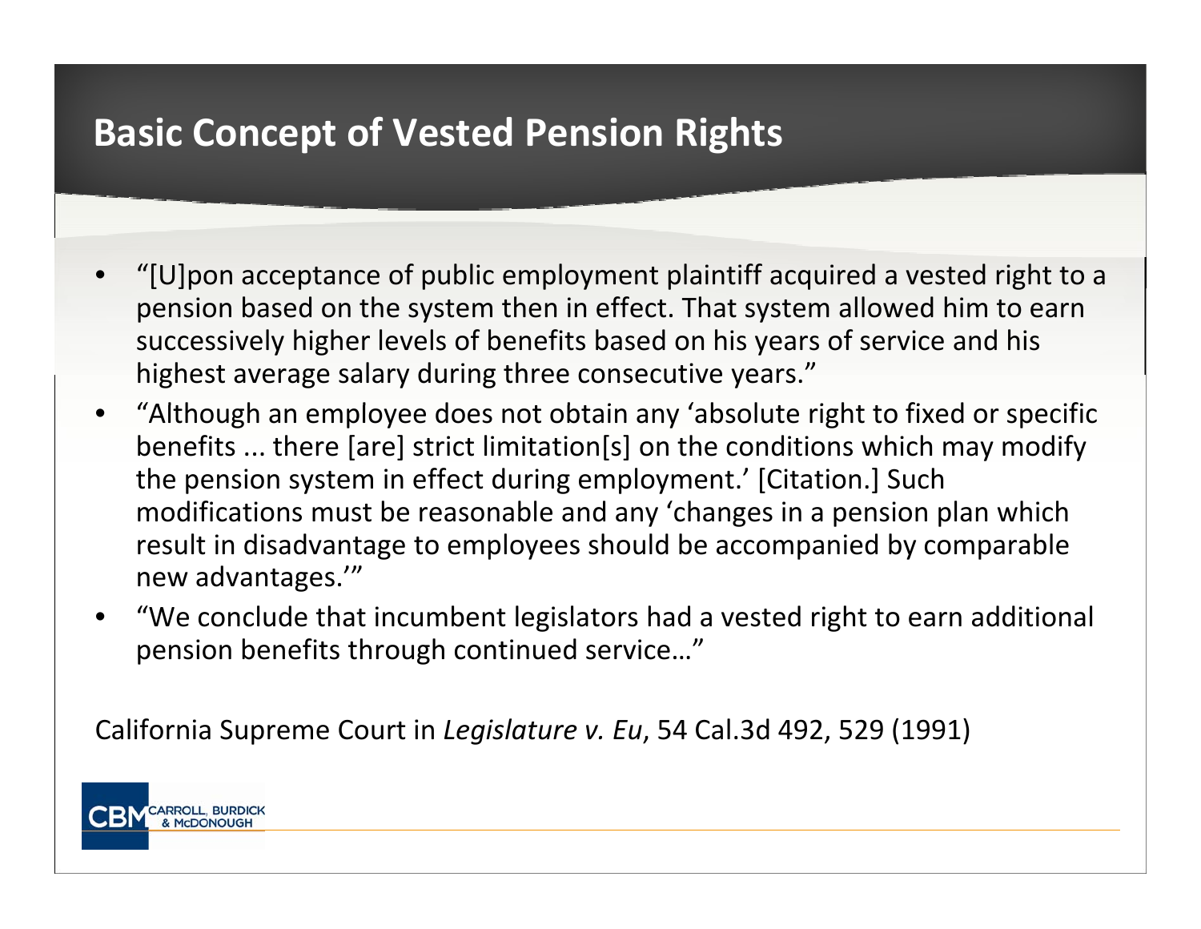# Basic Concept of Vested Pension Rights

- "[U]pon acceptance of public employment plaintiff acquired a vested right to a pension based on the system then in effect. That system allowed him to earn successively higher levels of benefits based on his years of service and his highest average salary during three consecutive years."
- "Although an employee does not obtain any 'absolute right to fixed or specific benefits ... there [are] strict limitation[s] on the conditions which may modify the pension system in effect during employment.' [Citation.] Such modifications must be reasonable and any 'changes in a pension plan which result in disadvantage to employees should be accompanied by comparable new advantages.'"
- "We conclude that incumbent legislators had a vested right to earn additional pension benefits through continued service…"

California Supreme Court in *Legislature v. Eu*, 54 Cal.3d 492, 529 (1991)

CBM CARROLL, BURDICK & McDONOUGH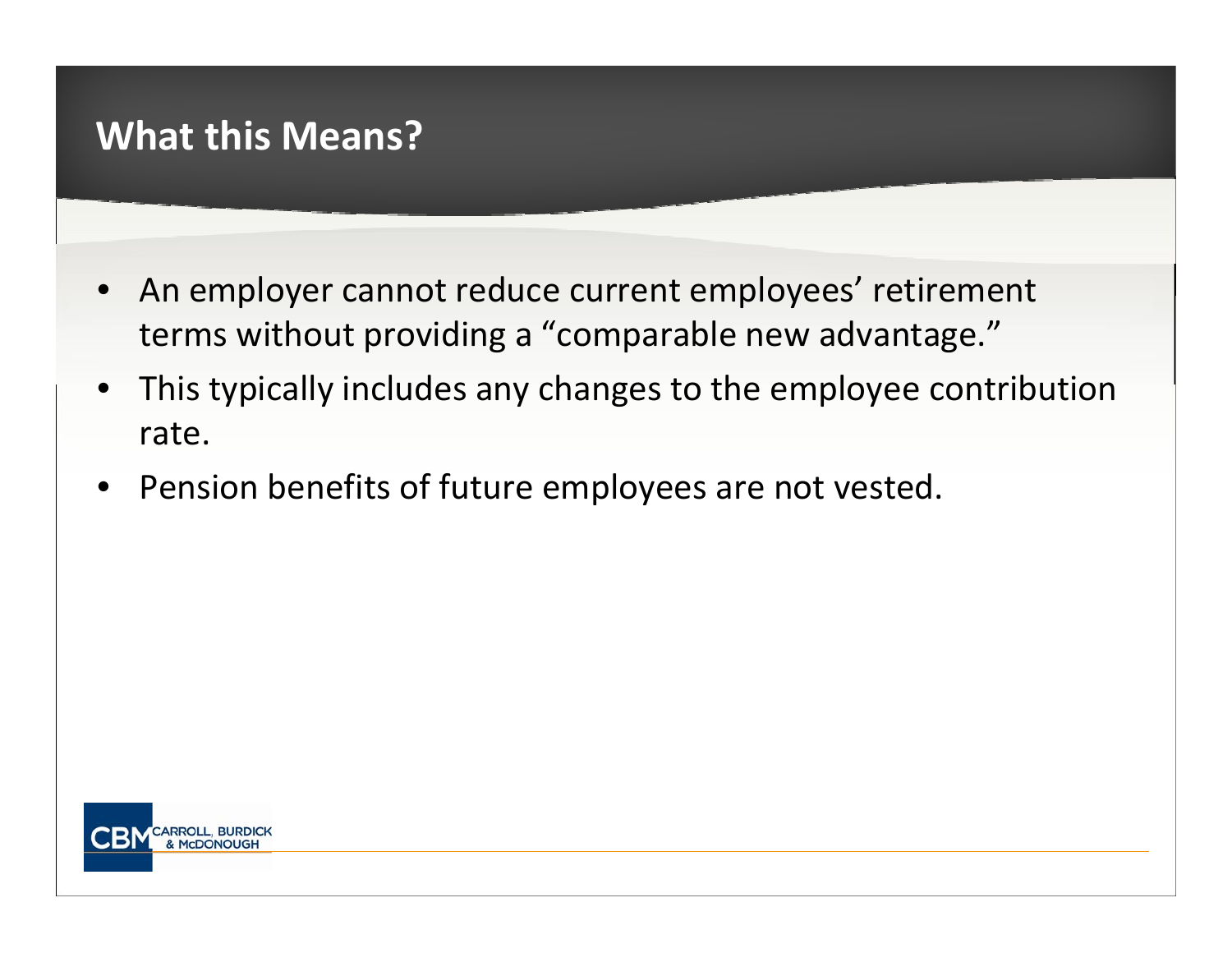# What this Means?

- An employer cannot reduce current employees' retirement terms without providing a "comparable new advantage."
- This typically includes any changes to the employee contribution rate.
- Pension benefits of future employees are not vested.